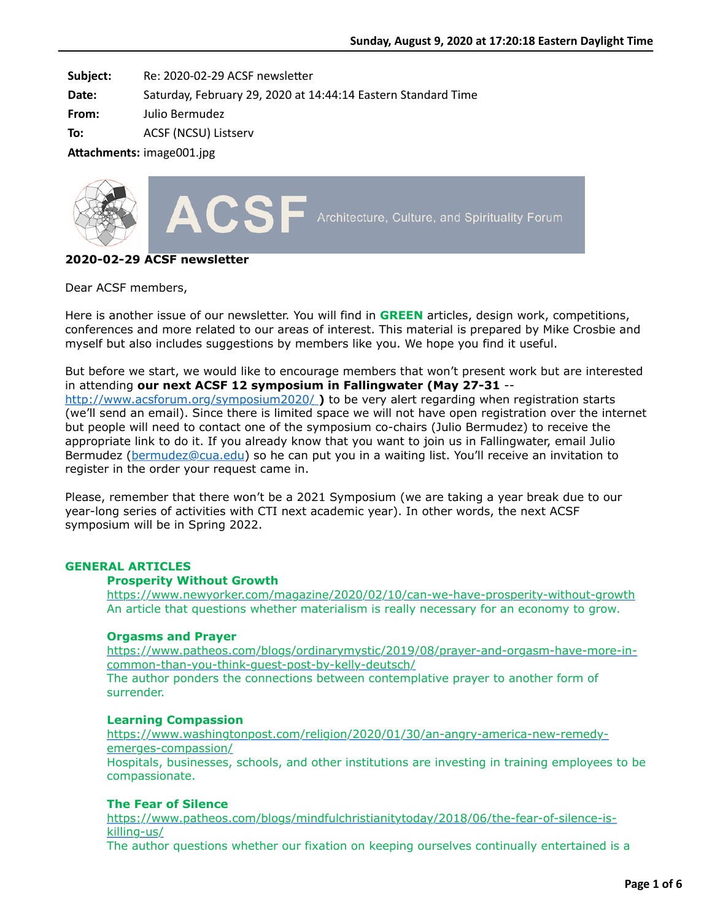**Subject:** Re: 2020-02-29 ACSF newsletter
**Date:** Saturday, February 29, 2020 at 14:44:14 Eastern Standard Time
**From:** Julio Bermudez
**To:** ACSF (NCSU) Listserv
**Attachments:** image001.jpg

ACSF Architecture, Culture, and Spirituality Forum

**2020-02-29 ACSF newsletter**

Dear ACSF members,

Here is another issue of our newsletter. You will find in **GREEN** articles, design work, competitions, conferences and more related to our areas of interest. This material is prepared by Mike Crosbie and myself but also includes suggestions by members like you. We hope you find it useful.

But before we start, we would like to encourage members that won't present work but are interested in attending **our next ACSF 12 symposium in Fallingwater (May 27-31 --** http://www.acsforum.org/symposium2020/ **)** to be very alert regarding when registration starts (we'll send an email). Since there is limited space we will not have open registration over the internet but people will need to contact one of the symposium co-chairs (Julio Bermudez) to receive the appropriate link to do it. If you already know that you want to join us in Fallingwater, email Julio Bermudez (bermudez@cua.edu) so he can put you in a waiting list. You'll receive an invitation to register in the order your request came in.

Please, remember that there won't be a 2021 Symposium (we are taking a year break due to our year-long series of activities with CTI next academic year). In other words, the next ACSF symposium will be in Spring 2022.

## GENERAL ARTICLES

**Prosperity Without Growth**
https://www.newyorker.com/magazine/2020/02/10/can-we-have-prosperity-without-growth
An article that questions whether materialism is really necessary for an economy to grow.

**Orgasms and Prayer**
https://www.patheos.com/blogs/ordinarymystic/2019/08/prayer-and-orgasm-have-more-in-common-than-you-think-guest-post-by-kelly-deutsch/
The author ponders the connections between contemplative prayer to another form of surrender.

**Learning Compassion**
https://www.washingtonpost.com/religion/2020/01/30/an-angry-america-new-remedy-emerges-compassion/
Hospitals, businesses, schools, and other institutions are investing in training employees to be compassionate.

**The Fear of Silence**
https://www.patheos.com/blogs/mindfulchristianitytoday/2018/06/the-fear-of-silence-is-killing-us/
The author questions whether our fixation on keeping ourselves continually entertained is a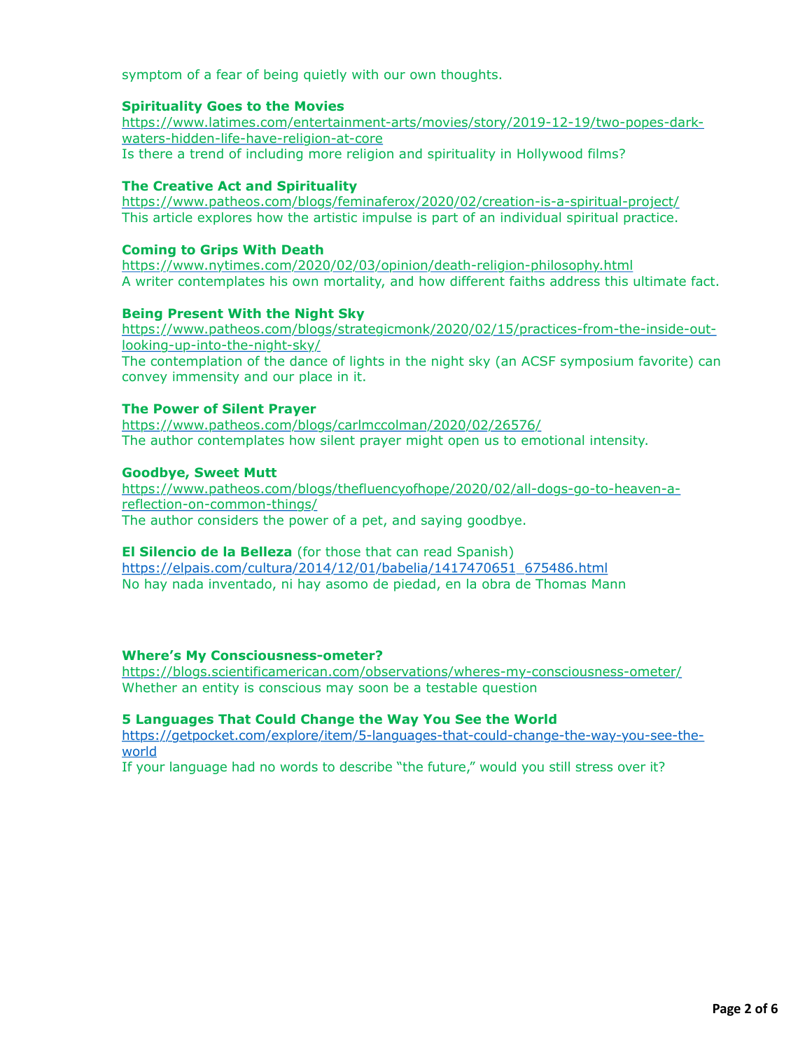symptom of a fear of being quietly with our own thoughts.

**Spirituality Goes to the Movies**
https://www.latimes.com/entertainment-arts/movies/story/2019-12-19/two-popes-dark-waters-hidden-life-have-religion-at-core
Is there a trend of including more religion and spirituality in Hollywood films?

**The Creative Act and Spirituality**
https://www.patheos.com/blogs/feminaferox/2020/02/creation-is-a-spiritual-project/
This article explores how the artistic impulse is part of an individual spiritual practice.

**Coming to Grips With Death**
https://www.nytimes.com/2020/02/03/opinion/death-religion-philosophy.html
A writer contemplates his own mortality, and how different faiths address this ultimate fact.

**Being Present With the Night Sky**
https://www.patheos.com/blogs/strategicmonk/2020/02/15/practices-from-the-inside-out-looking-up-into-the-night-sky/
The contemplation of the dance of lights in the night sky (an ACSF symposium favorite) can convey immensity and our place in it.

**The Power of Silent Prayer**
https://www.patheos.com/blogs/carlmccolman/2020/02/26576/
The author contemplates how silent prayer might open us to emotional intensity.

**Goodbye, Sweet Mutt**
https://www.patheos.com/blogs/thefluencyofhope/2020/02/all-dogs-go-to-heaven-a-reflection-on-common-things/
The author considers the power of a pet, and saying goodbye.

**El Silencio de la Belleza** (for those that can read Spanish)
https://elpais.com/cultura/2014/12/01/babelia/1417470651_675486.html
No hay nada inventado, ni hay asomo de piedad, en la obra de Thomas Mann

**Where's My Consciousness-ometer?**
https://blogs.scientificamerican.com/observations/wheres-my-consciousness-ometer/
Whether an entity is conscious may soon be a testable question

**5 Languages That Could Change the Way You See the World**
https://getpocket.com/explore/item/5-languages-that-could-change-the-way-you-see-the-world
If your language had no words to describe "the future," would you still stress over it?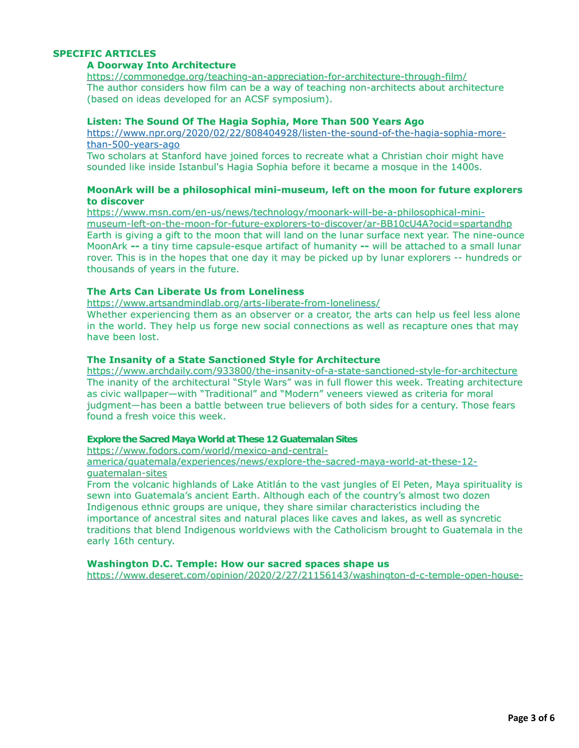## SPECIFIC ARTICLES

### A Doorway Into Architecture

https://commonedge.org/teaching-an-appreciation-for-architecture-through-film/

The author considers how film can be a way of teaching non-architects about architecture (based on ideas developed for an ACSF symposium).

### Listen: The Sound Of The Hagia Sophia, More Than 500 Years Ago

https://www.npr.org/2020/02/22/808404928/listen-the-sound-of-the-hagia-sophia-more-than-500-years-ago

Two scholars at Stanford have joined forces to recreate what a Christian choir might have sounded like inside Istanbul's Hagia Sophia before it became a mosque in the 1400s.

### MoonArk will be a philosophical mini-museum, left on the moon for future explorers to discover

https://www.msn.com/en-us/news/technology/moonark-will-be-a-philosophical-mini-museum-left-on-the-moon-for-future-explorers-to-discover/ar-BB10cU4A?ocid=spartandhp

Earth is giving a gift to the moon that will land on the lunar surface next year. The nine-ounce MoonArk **--** a tiny time capsule-esque artifact of humanity **--** will be attached to a small lunar rover. This is in the hopes that one day it may be picked up by lunar explorers -- hundreds or thousands of years in the future.

### The Arts Can Liberate Us from Loneliness

https://www.artsandmindlab.org/arts-liberate-from-loneliness/

Whether experiencing them as an observer or a creator, the arts can help us feel less alone in the world. They help us forge new social connections as well as recapture ones that may have been lost.

### The Insanity of a State Sanctioned Style for Architecture

https://www.archdaily.com/933800/the-insanity-of-a-state-sanctioned-style-for-architecture

The inanity of the architectural "Style Wars" was in full flower this week. Treating architecture as civic wallpaper—with "Traditional" and "Modern" veneers viewed as criteria for moral judgment—has been a battle between true believers of both sides for a century. Those fears found a fresh voice this week.

### Explore the Sacred Maya World at These 12 Guatemalan Sites

https://www.fodors.com/world/mexico-and-central-america/guatemala/experiences/news/explore-the-sacred-maya-world-at-these-12-guatemalan-sites

From the volcanic highlands of Lake Atitlán to the vast jungles of El Peten, Maya spirituality is sewn into Guatemala's ancient Earth. Although each of the country's almost two dozen Indigenous ethnic groups are unique, they share similar characteristics including the importance of ancestral sites and natural places like caves and lakes, as well as syncretic traditions that blend Indigenous worldviews with the Catholicism brought to Guatemala in the early 16th century.

### Washington D.C. Temple: How our sacred spaces shape us

https://www.deseret.com/opinion/2020/2/27/21156143/washington-d-c-temple-open-house-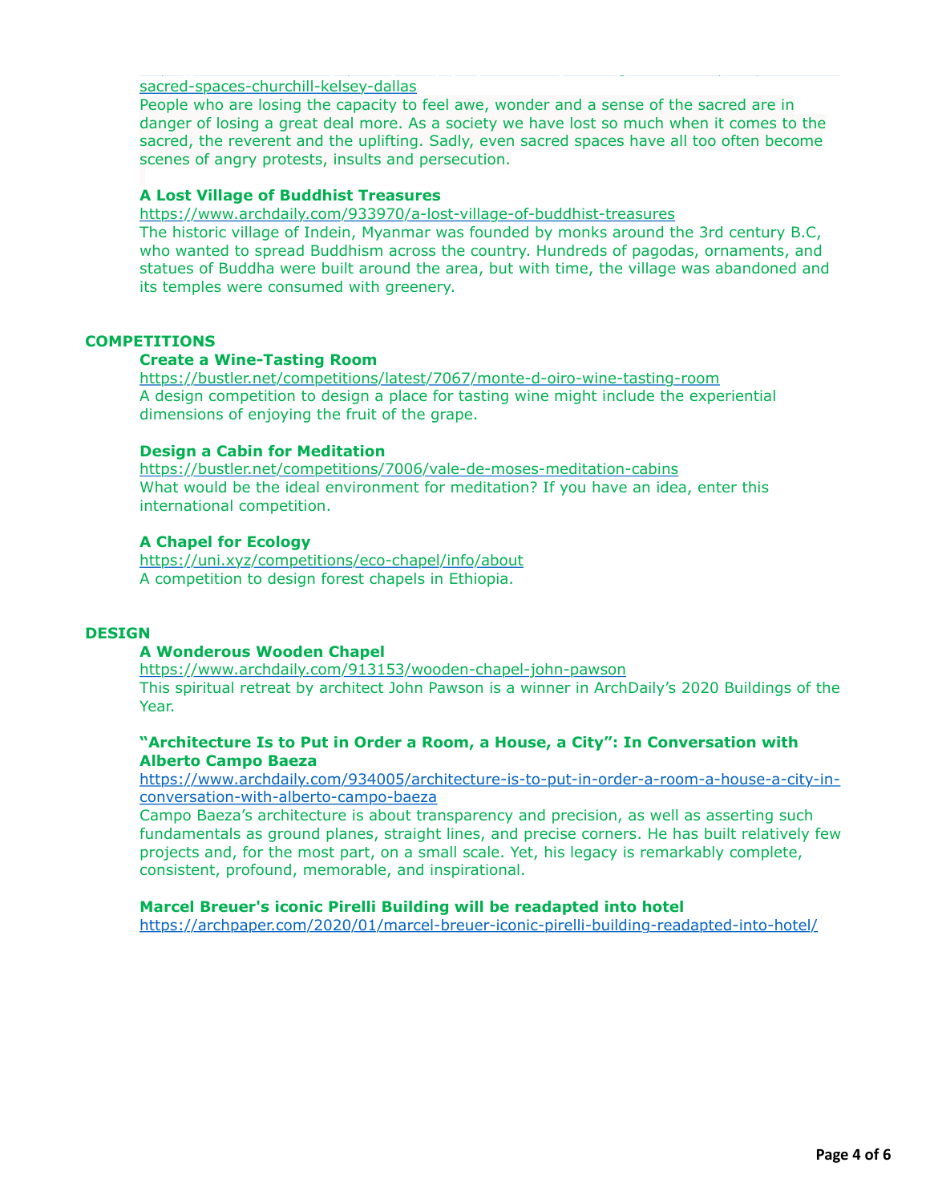sacred-spaces-churchill-kelsey-dallas

People who are losing the capacity to feel awe, wonder and a sense of the sacred are in danger of losing a great deal more. As a society we have lost so much when it comes to the sacred, the reverent and the uplifting. Sadly, even sacred spaces have all too often become scenes of angry protests, insults and persecution.

**A Lost Village of Buddhist Treasures**

https://www.archdaily.com/933970/a-lost-village-of-buddhist-treasures

The historic village of Indein, Myanmar was founded by monks around the 3rd century B.C, who wanted to spread Buddhism across the country. Hundreds of pagodas, ornaments, and statues of Buddha were built around the area, but with time, the village was abandoned and its temples were consumed with greenery.

## COMPETITIONS

**Create a Wine-Tasting Room**

https://bustler.net/competitions/latest/7067/monte-d-oiro-wine-tasting-room

A design competition to design a place for tasting wine might include the experiential dimensions of enjoying the fruit of the grape.

**Design a Cabin for Meditation**

https://bustler.net/competitions/7006/vale-de-moses-meditation-cabins

What would be the ideal environment for meditation? If you have an idea, enter this international competition.

**A Chapel for Ecology**

https://uni.xyz/competitions/eco-chapel/info/about

A competition to design forest chapels in Ethiopia.

## DESIGN

**A Wonderous Wooden Chapel**

https://www.archdaily.com/913153/wooden-chapel-john-pawson

This spiritual retreat by architect John Pawson is a winner in ArchDaily's 2020 Buildings of the Year.

**"Architecture Is to Put in Order a Room, a House, a City": In Conversation with Alberto Campo Baeza**

https://www.archdaily.com/934005/architecture-is-to-put-in-order-a-room-a-house-a-city-in-conversation-with-alberto-campo-baeza

Campo Baeza's architecture is about transparency and precision, as well as asserting such fundamentals as ground planes, straight lines, and precise corners. He has built relatively few projects and, for the most part, on a small scale. Yet, his legacy is remarkably complete, consistent, profound, memorable, and inspirational.

**Marcel Breuer's iconic Pirelli Building will be readapted into hotel**

https://archpaper.com/2020/01/marcel-breuer-iconic-pirelli-building-readapted-into-hotel/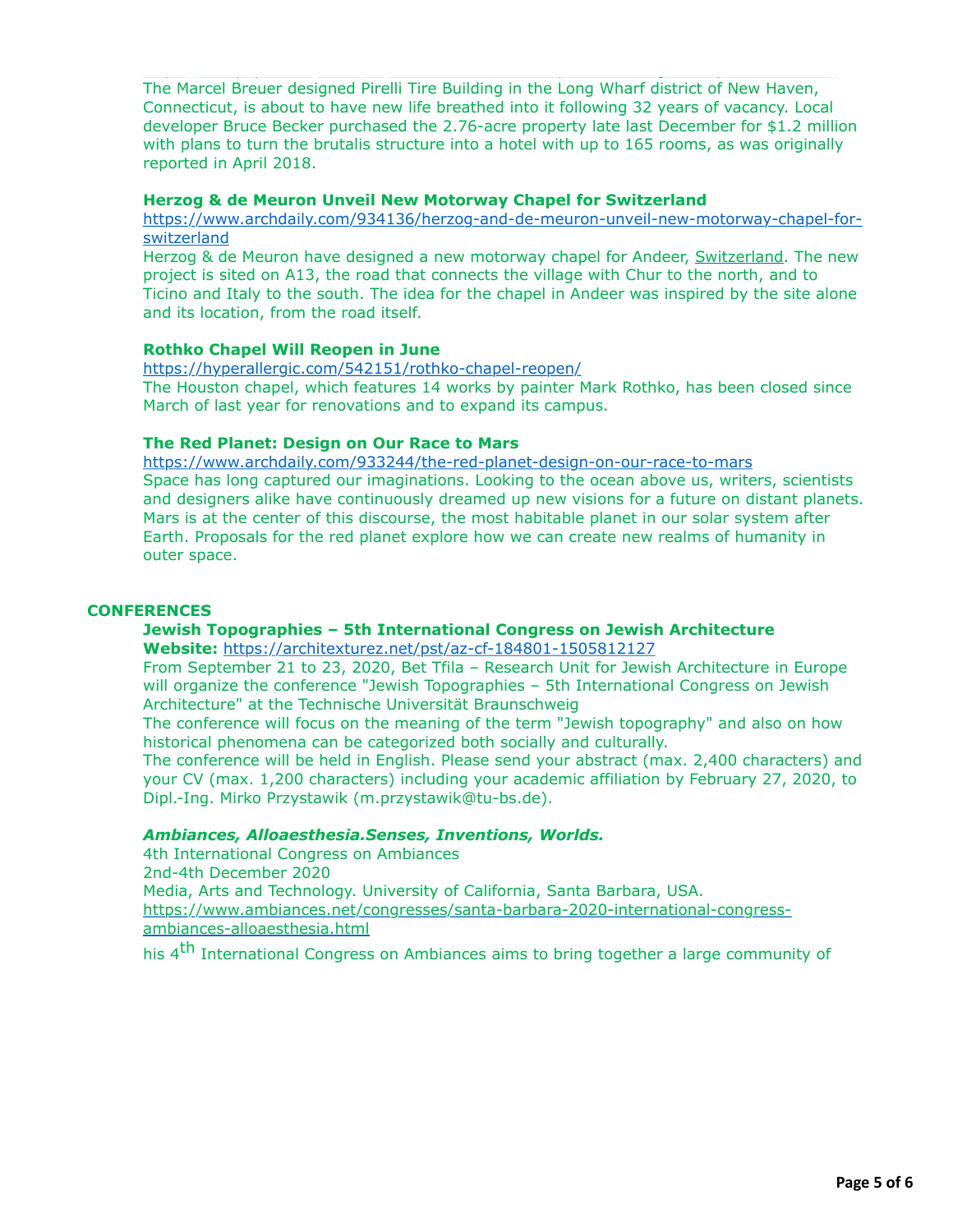The Marcel Breuer designed Pirelli Tire Building in the Long Wharf district of New Haven, Connecticut, is about to have new life breathed into it following 32 years of vacancy. Local developer Bruce Becker purchased the 2.76-acre property late last December for $1.2 million with plans to turn the brutalis structure into a hotel with up to 165 rooms, as was originally reported in April 2018.

**Herzog & de Meuron Unveil New Motorway Chapel for Switzerland**
https://www.archdaily.com/934136/herzog-and-de-meuron-unveil-new-motorway-chapel-for-switzerland
Herzog & de Meuron have designed a new motorway chapel for Andeer, Switzerland. The new project is sited on A13, the road that connects the village with Chur to the north, and to Ticino and Italy to the south. The idea for the chapel in Andeer was inspired by the site alone and its location, from the road itself.

**Rothko Chapel Will Reopen in June**
https://hyperallergic.com/542151/rothko-chapel-reopen/
The Houston chapel, which features 14 works by painter Mark Rothko, has been closed since March of last year for renovations and to expand its campus.

**The Red Planet: Design on Our Race to Mars**
https://www.archdaily.com/933244/the-red-planet-design-on-our-race-to-mars
Space has long captured our imaginations. Looking to the ocean above us, writers, scientists and designers alike have continuously dreamed up new visions for a future on distant planets. Mars is at the center of this discourse, the most habitable planet in our solar system after Earth. Proposals for the red planet explore how we can create new realms of humanity in outer space.

## CONFERENCES

**Jewish Topographies – 5th International Congress on Jewish Architecture**
**Website:** https://architexturez.net/pst/az-cf-184801-1505812127
From September 21 to 23, 2020, Bet Tfila – Research Unit for Jewish Architecture in Europe will organize the conference "Jewish Topographies – 5th International Congress on Jewish Architecture" at the Technische Universität Braunschweig
The conference will focus on the meaning of the term "Jewish topography" and also on how historical phenomena can be categorized both socially and culturally.
The conference will be held in English. Please send your abstract (max. 2,400 characters) and your CV (max. 1,200 characters) including your academic affiliation by February 27, 2020, to Dipl.-Ing. Mirko Przystawik (m.przystawik@tu-bs.de).

***Ambiances, Alloaesthesia.Senses, Inventions, Worlds.***
4th International Congress on Ambiances
2nd-4th December 2020
Media, Arts and Technology. University of California, Santa Barbara, USA.
https://www.ambiances.net/congresses/santa-barbara-2020-international-congress-ambiances-alloaesthesia.html
his 4th International Congress on Ambiances aims to bring together a large community of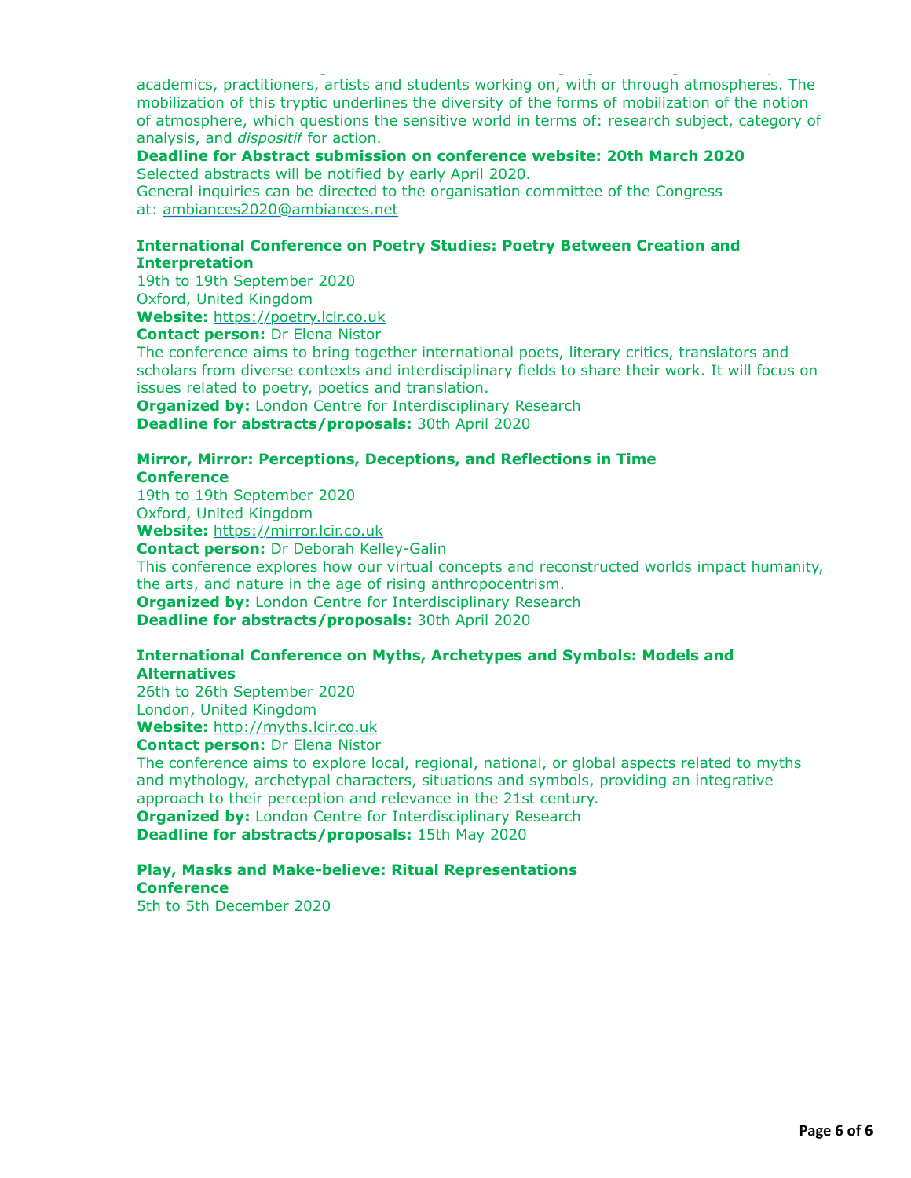academics, practitioners, artists and students working on, with or through atmospheres. The mobilization of this tryptic underlines the diversity of the forms of mobilization of the notion of atmosphere, which questions the sensitive world in terms of: research subject, category of analysis, and *dispositif* for action.

**Deadline for Abstract submission on conference website: 20th March 2020**
Selected abstracts will be notified by early April 2020.
General inquiries can be directed to the organisation committee of the Congress at: ambiances2020@ambiances.net

**International Conference on Poetry Studies: Poetry Between Creation and Interpretation**
19th to 19th September 2020
Oxford, United Kingdom
**Website:** https://poetry.lcir.co.uk
**Contact person:** Dr Elena Nistor
The conference aims to bring together international poets, literary critics, translators and scholars from diverse contexts and interdisciplinary fields to share their work. It will focus on issues related to poetry, poetics and translation.
**Organized by:** London Centre for Interdisciplinary Research
**Deadline for abstracts/proposals:** 30th April 2020

**Mirror, Mirror: Perceptions, Deceptions, and Reflections in Time Conference**
19th to 19th September 2020
Oxford, United Kingdom
**Website:** https://mirror.lcir.co.uk
**Contact person:** Dr Deborah Kelley-Galin
This conference explores how our virtual concepts and reconstructed worlds impact humanity, the arts, and nature in the age of rising anthropocentrism.
**Organized by:** London Centre for Interdisciplinary Research
**Deadline for abstracts/proposals:** 30th April 2020

**International Conference on Myths, Archetypes and Symbols: Models and Alternatives**
26th to 26th September 2020
London, United Kingdom
**Website:** http://myths.lcir.co.uk
**Contact person:** Dr Elena Nistor
The conference aims to explore local, regional, national, or global aspects related to myths and mythology, archetypal characters, situations and symbols, providing an integrative approach to their perception and relevance in the 21st century.
**Organized by:** London Centre for Interdisciplinary Research
**Deadline for abstracts/proposals:** 15th May 2020

**Play, Masks and Make-believe: Ritual Representations Conference**
5th to 5th December 2020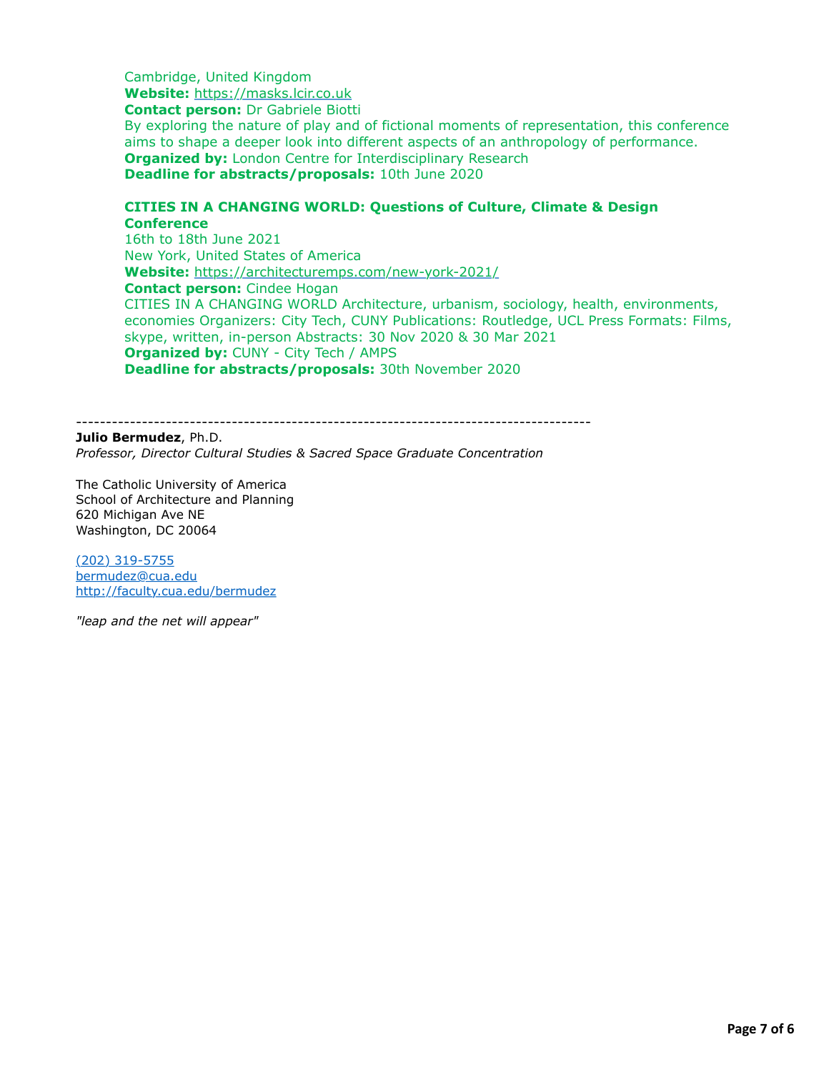Cambridge, United Kingdom
**Website:** https://masks.lcir.co.uk
**Contact person:** Dr Gabriele Biotti
By exploring the nature of play and of fictional moments of representation, this conference aims to shape a deeper look into different aspects of an anthropology of performance.
**Organized by:** London Centre for Interdisciplinary Research
**Deadline for abstracts/proposals:** 10th June 2020

**CITIES IN A CHANGING WORLD: Questions of Culture, Climate & Design Conference**
16th to 18th June 2021
New York, United States of America
**Website:** https://architecturemps.com/new-york-2021/
**Contact person:** Cindee Hogan
CITIES IN A CHANGING WORLD Architecture, urbanism, sociology, health, environments, economies Organizers: City Tech, CUNY Publications: Routledge, UCL Press Formats: Films, skype, written, in-person Abstracts: 30 Nov 2020 & 30 Mar 2021
**Organized by:** CUNY - City Tech / AMPS
**Deadline for abstracts/proposals:** 30th November 2020

-------------------------------------------------------------------------------------

**Julio Bermudez**, Ph.D.
*Professor, Director Cultural Studies & Sacred Space Graduate Concentration*

The Catholic University of America
School of Architecture and Planning
620 Michigan Ave NE
Washington, DC 20064

(202) 319-5755
bermudez@cua.edu
http://faculty.cua.edu/bermudez

*"leap and the net will appear"*